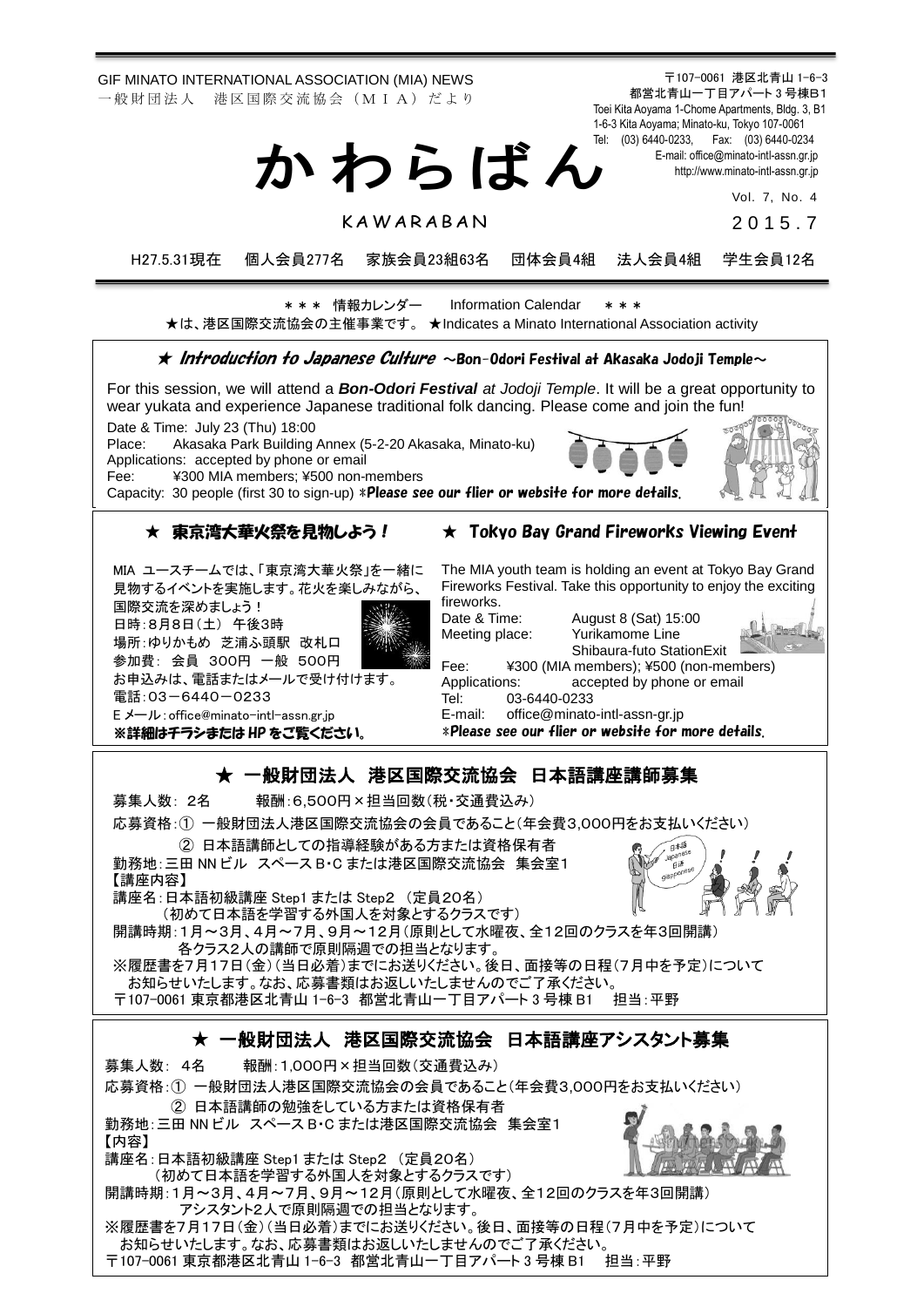GIF MINATO INTERNATIONAL ASSOCIATION (MIA) NEWS
一般財団法人　港区国際交流協会（ＭＩＡ）だより

〒107-0061 港区北青山 1-6-3
都営北青山一丁目アパート３号棟B1
Toei Kita Aoyama 1-Chome Apartments, Bldg. 3, B1
1-6-3 Kita Aoyama; Minato-ku, Tokyo 107-0061
Tel: (03) 6440-0233, Fax: (03) 6440-0234
E-mail: office@minato-intl-assn.gr.jp
http://www.minato-intl-assn.gr.jp

# かわらばん

KAWARABAN

Vol. 7, No. 4
２０１５．７

H27.5.31現在　個人会員277名　家族会員23組63名　団体会員4組　法人会員4組　学生会員12名

＊＊＊ 情報カレンダー　Information Calendar　＊＊＊
★は、港区国際交流協会の主催事業です。 ★Indicates a Minato International Association activity

## ★ *Introduction to Japanese Culture* ～Bon-Odori Festival at Akasaka Jodoji Temple～

For this session, we will attend a ***Bon-Odori Festival*** *at Jodoji Temple*. It will be a great opportunity to wear yukata and experience Japanese traditional folk dancing. Please come and join the fun!

Date & Time: July 23 (Thu) 18:00
Place: Akasaka Park Building Annex (5-2-20 Akasaka, Minato-ku)
Applications: accepted by phone or email
Fee: ¥300 MIA members; ¥500 non-members
Capacity: 30 people (first 30 to sign-up) ****Please see our flier or website for more details.***

## ★ 東京湾大華火祭を見物しよう！

MIA ユースチームでは、「東京湾大華火祭」を一緒に見物するイベントを実施します。花火を楽しみながら、国際交流を深めましょう！
日時：8月8日（土） 午後3時
場所：ゆりかもめ　芝浦ふ頭駅　改札口
参加費： 会員　300円　一般　500円
お申込みは、電話またはメールで受け付けます。
電話：03－6440－0233
E メール：office@minato-intl-assn.gr.jp
**※詳細はチラシまたは HP をご覧ください。**

## ★ Tokyo Bay Grand Fireworks Viewing Event

The MIA youth team is holding an event at Tokyo Bay Grand Fireworks Festival. Take this opportunity to enjoy the exciting fireworks.
Date & Time: August 8 (Sat) 15:00
Meeting place: Yurikamome Line Shibaura-futo StationExit
Fee: ¥300 (MIA members); ¥500 (non-members)
Applications: accepted by phone or email
Tel: 03-6440-0233
E-mail: office@minato-intl-assn-gr.jp
****Please see our flier or website for more details.***

## ★ 一般財団法人　港区国際交流協会　日本語講座講師募集

募集人数： 2名　　報酬：6,500円×担当回数（税・交通費込み）
応募資格：① 一般財団法人港区国際交流協会の会員であること（年会費3,000円をお支払いください）
　　　　　② 日本語講師としての指導経験がある方または資格保有者
勤務地：三田 NN ビル　スペース B・C または港区国際交流協会　集会室1
【講座内容】
講座名：日本語初級講座 Step1 または Step2 （定員20名）
　　（初めて日本語を学習する外国人を対象とするクラスです）
開講時期：1月～3月、4月～7月、9月～12月（原則として水曜夜、全12回のクラスを年3回開講）
　　　　各クラス2人の講師で原則隔週での担当となります。
※履歴書を7月17日（金）（当日必着）までにお送りください。後日、面接等の日程（7月中を予定）について
　お知らせいたします。なお、応募書類はお返しいたしませんのでご了承ください。
〒107-0061 東京都港区北青山 1-6-3　都営北青山一丁目アパート 3 号棟 B1　担当：平野

## ★ 一般財団法人　港区国際交流協会　日本語講座アシスタント募集

募集人数： 4名　　報酬：1,000円×担当回数（交通費込み）
応募資格：① 一般財団法人港区国際交流協会の会員であること（年会費3,000円をお支払いください）
　　　　　② 日本語講師の勉強をしている方または資格保有者
勤務地：三田 NN ビル　スペース B・C または港区国際交流協会　集会室1
【内容】
講座名：日本語初級講座 Step1 または Step2 （定員20名）
　　（初めて日本語を学習する外国人を対象とするクラスです）
開講時期：1月～3月、4月～7月、9月～12月（原則として水曜夜、全12回のクラスを年3回開講）
　　　　アシスタント2人で原則隔週での担当となります。
※履歴書を7月17日（金）（当日必着）までにお送りください。後日、面接等の日程（7月中を予定）について
　お知らせいたします。なお、応募書類はお返しいたしませんのでご了承ください。
〒107-0061 東京都港区北青山 1-6-3　都営北青山一丁目アパート 3 号棟 B1　担当：平野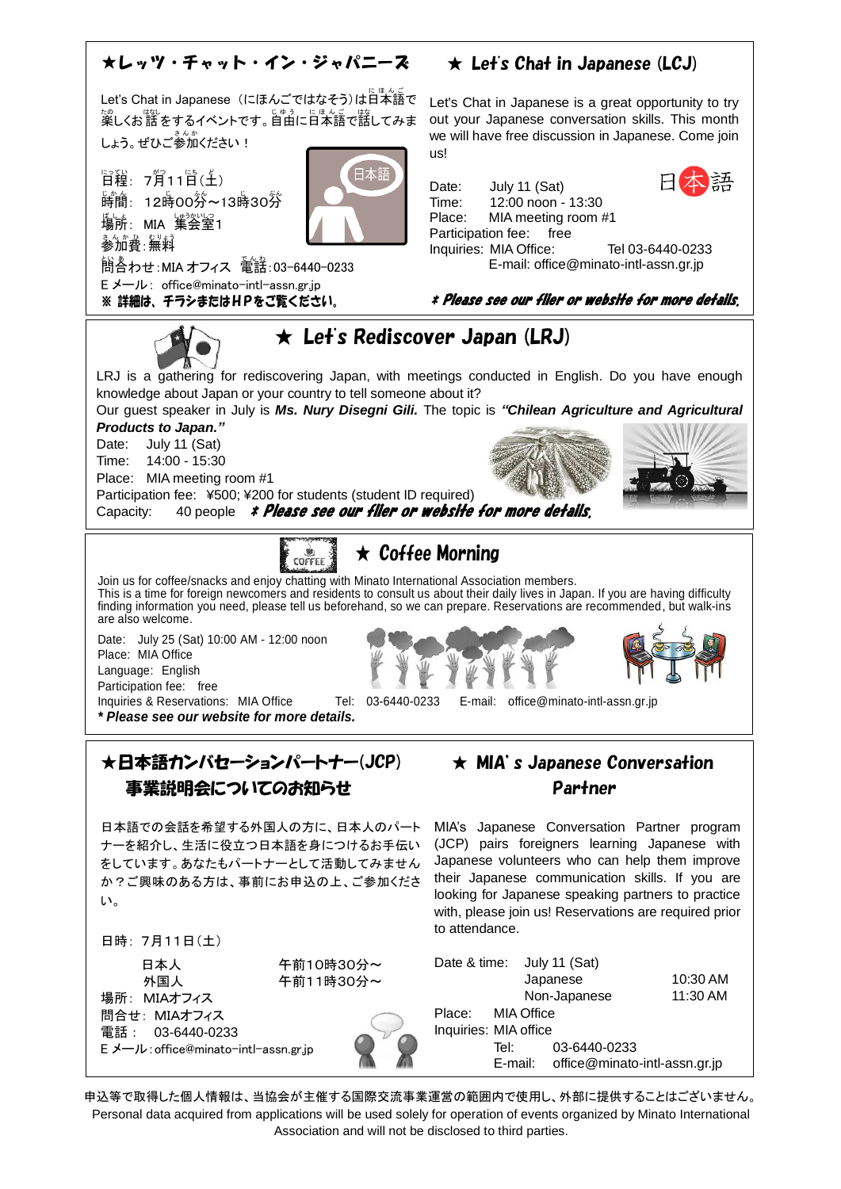## ★レッツ・チャット・イン・ジャパニーズ

Let's Chat in Japanese（にほんごではなそう）は日本語で楽しくお話をするイベントです。自由に日本語で話してみましょう。ぜひご参加ください！

日程：7月11日（土）
時間：12時00分～13時30分
場所：MIA 集会室1
参加費：無料
問合わせ：MIA オフィス 電話：03-6440-0233
E メール：office@minato-intl-assn.gr.jp
※ 詳細は、チラシまたはHPをご覧ください。

## ★ Let's Chat in Japanese (LCJ)

Let's Chat in Japanese is a great opportunity to try out your Japanese conversation skills. This month we will have free discussion in Japanese. Come join us!

Date: July 11 (Sat)
Time: 12:00 noon - 13:30
Place: MIA meeting room #1
Participation fee: free
Inquiries: MIA Office: Tel 03-6440-0233
E-mail: office@minato-intl-assn.gr.jp

***Please see our flier or website for more details.***

## ★ Let's Rediscover Japan (LRJ)

LRJ is a gathering for rediscovering Japan, with meetings conducted in English. Do you have enough knowledge about Japan or your country to tell someone about it?
Our guest speaker in July is ***Ms. Nury Disegni Gili.*** The topic is ***"Chilean Agriculture and Agricultural Products to Japan."***

Date: July 11 (Sat)
Time: 14:00 - 15:30
Place: MIA meeting room #1
Participation fee: ¥500; ¥200 for students (student ID required)
Capacity: 40 people ***Please see our flier or website for more details.***

## ★ Coffee Morning

Join us for coffee/snacks and enjoy chatting with Minato International Association members.
This is a time for foreign newcomers and residents to consult us about their daily lives in Japan. If you are having difficulty finding information you need, please tell us beforehand, so we can prepare. Reservations are recommended, but walk-ins are also welcome.

Date: July 25 (Sat) 10:00 AM - 12:00 noon
Place: MIA Office
Language: English
Participation fee: free
Inquiries & Reservations: MIA Office Tel: 03-6440-0233 E-mail: office@minato-intl-assn.gr.jp
***Please see our website for more details.***

## ★日本語カンバセーションパートナー（JCP）事業説明会についてのお知らせ

日本語での会話を希望する外国人の方に、日本人のパートナーを紹介し、生活に役立つ日本語を身につけるお手伝いをしています。あなたもパートナーとして活動してみませんか？ご興味のある方は、事前にお申込の上、ご参加ください。

日時：7月11日（土）
日本人 午前10時30分～
外国人 午前11時30分～
場所：MIAオフィス
問合せ：MIAオフィス
電話：03-6440-0233
E メール：office@minato-intl-assn.gr.jp

## ★ MIA's Japanese Conversation Partner

MIA's Japanese Conversation Partner program (JCP) pairs foreigners learning Japanese with Japanese volunteers who can help them improve their Japanese communication skills. If you are looking for Japanese speaking partners to practice with, please join us! Reservations are required prior to attendance.

Date & time: July 11 (Sat)
Japanese 10:30 AM
Non-Japanese 11:30 AM
Place: MIA Office
Inquiries: MIA office
Tel: 03-6440-0233
E-mail: office@minato-intl-assn.gr.jp

申込等で取得した個人情報は、当協会が主催する国際交流事業運営の範囲内で使用し、外部に提供することはございません。
Personal data acquired from applications will be used solely for operation of events organized by Minato International Association and will not be disclosed to third parties.